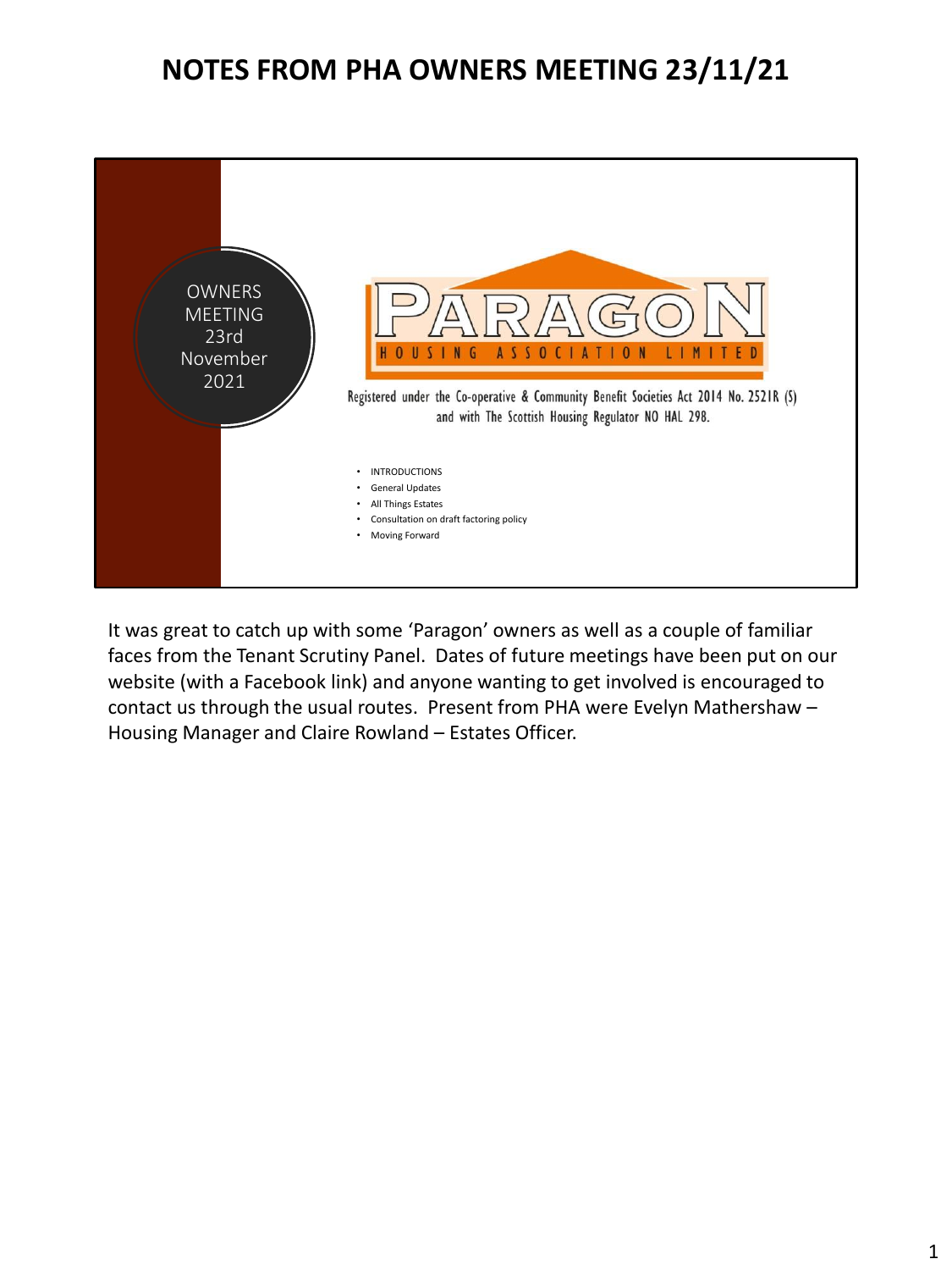# NOTES FROM PHA OWNERS MEETING 23/11/21

OWNERS MEETING 23rd November 2021

PARAGON HOUSING ASSOCIATION LIMITED

Registered under the Co-operative & Community Benefit Societies Act 2014 No. 2521R (S) and with The Scottish Housing Regulator NO HAL 298.

- INTRODUCTIONS
- General Updates
- All Things Estates
- Consultation on draft factoring policy
- Moving Forward

It was great to catch up with some 'Paragon' owners as well as a couple of familiar faces from the Tenant Scrutiny Panel. Dates of future meetings have been put on our website (with a Facebook link) and anyone wanting to get involved is encouraged to contact us through the usual routes. Present from PHA were Evelyn Mathershaw – Housing Manager and Claire Rowland – Estates Officer.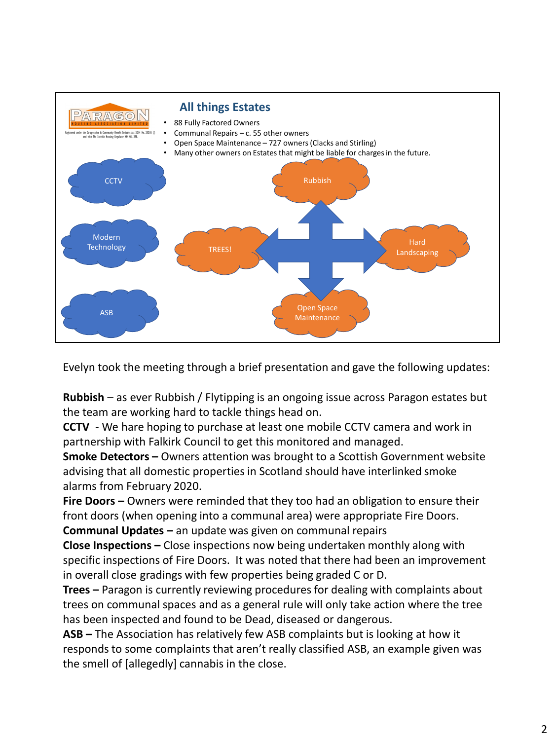## All things Estates

- 88 Fully Factored Owners
- Communal Repairs – c. 55 other owners
- Open Space Maintenance – 727 owners (Clacks and Stirling)
- Many other owners on Estates that might be liable for charges in the future.

CCTV

Modern Technology

ASB

Rubbish

TREES!

Hard Landscaping

Open Space Maintenance

Evelyn took the meeting through a brief presentation and gave the following updates:

**Rubbish** – as ever Rubbish / Flytipping is an ongoing issue across Paragon estates but the team are working hard to tackle things head on.
**CCTV** - We hare hoping to purchase at least one mobile CCTV camera and work in partnership with Falkirk Council to get this monitored and managed.
**Smoke Detectors –** Owners attention was brought to a Scottish Government website advising that all domestic properties in Scotland should have interlinked smoke alarms from February 2020.
**Fire Doors –** Owners were reminded that they too had an obligation to ensure their front doors (when opening into a communal area) were appropriate Fire Doors.
**Communal Updates –** an update was given on communal repairs
**Close Inspections –** Close inspections now being undertaken monthly along with specific inspections of Fire Doors. It was noted that there had been an improvement in overall close gradings with few properties being graded C or D.
**Trees –** Paragon is currently reviewing procedures for dealing with complaints about trees on communal spaces and as a general rule will only take action where the tree has been inspected and found to be Dead, diseased or dangerous.
**ASB –** The Association has relatively few ASB complaints but is looking at how it responds to some complaints that aren't really classified ASB, an example given was the smell of [allegedly] cannabis in the close.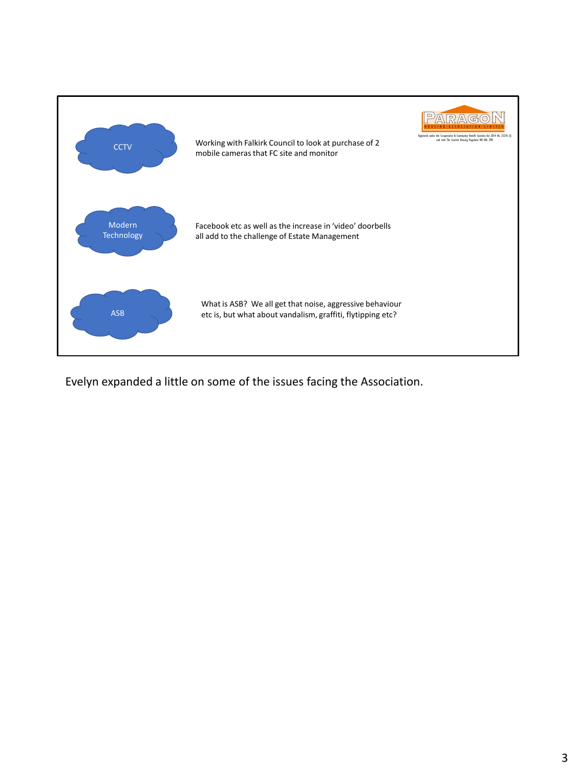PARAGON
HOUSING ASSOCIATION LIMITED

Registered under the Co-operative & Community Benefit Societies Act 2014 No. 2531R (S) and with The Scottish Housing Regulator NO HAL 298.

**CCTV**

Working with Falkirk Council to look at purchase of 2 mobile cameras that FC site and monitor

**Modern Technology**

Facebook etc as well as the increase in 'video' doorbells all add to the challenge of Estate Management

**ASB**

What is ASB? We all get that noise, aggressive behaviour etc is, but what about vandalism, graffiti, flytipping etc?

Evelyn expanded a little on some of the issues facing the Association.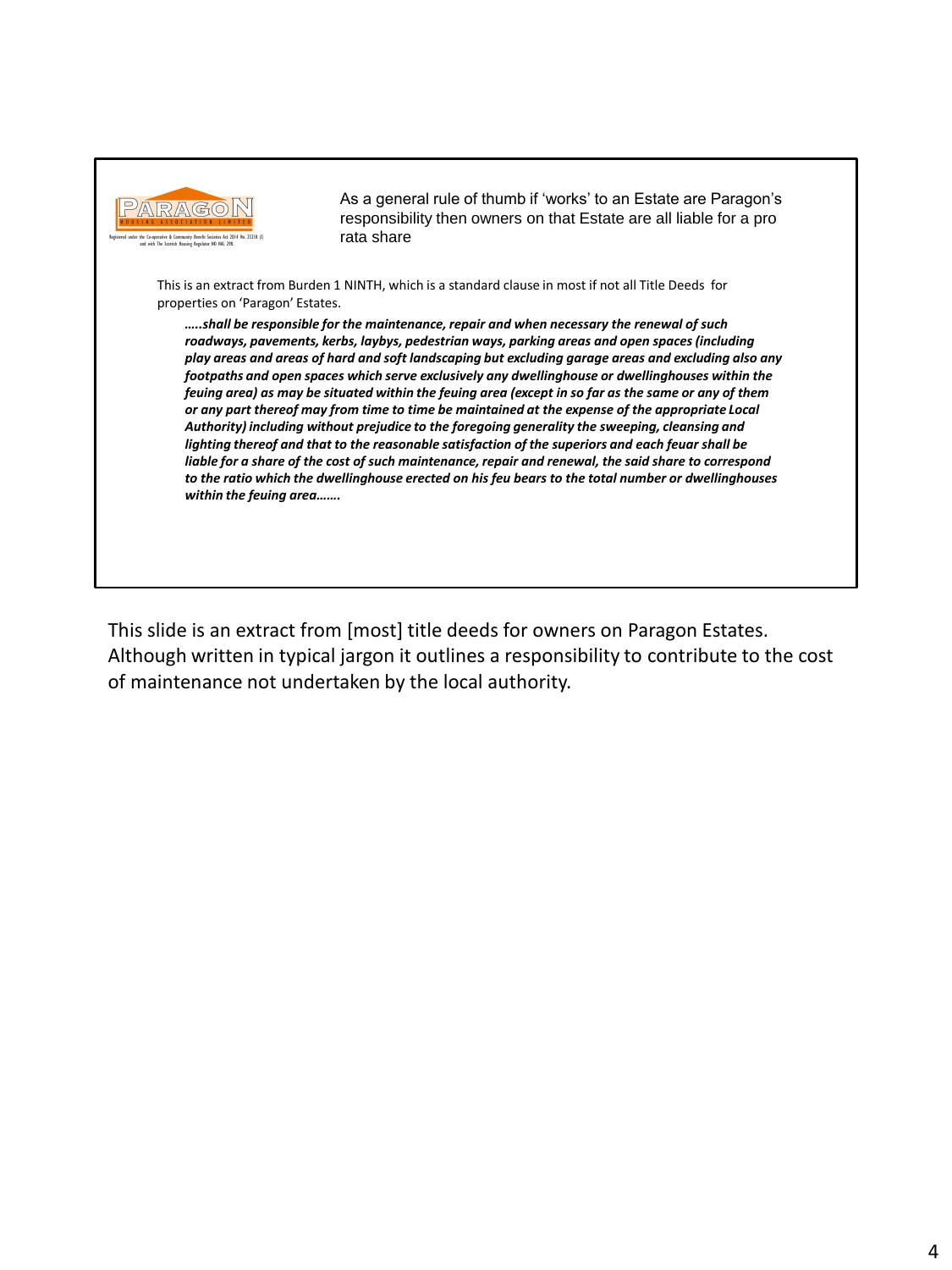PARAGON HOUSING ASSOCIATION LIMITED

Registered under the Co-operative & Community Benefit Societies Act 2014 No. 2531R (S) and with The Scottish Housing Regulator NO HAL 298.

As a general rule of thumb if 'works' to an Estate are Paragon's responsibility then owners on that Estate are all liable for a pro rata share

This is an extract from Burden 1 NINTH, which is a standard clause in most if not all Title Deeds for properties on 'Paragon' Estates.

> ***…..shall be responsible for the maintenance, repair and when necessary the renewal of such roadways, pavements, kerbs, laybys, pedestrian ways, parking areas and open spaces (including play areas and areas of hard and soft landscaping but excluding garage areas and excluding also any footpaths and open spaces which serve exclusively any dwellinghouse or dwellinghouses within the feuing area) as may be situated within the feuing area (except in so far as the same or any of them or any part thereof may from time to time be maintained at the expense of the appropriate Local Authority) including without prejudice to the foregoing generality the sweeping, cleansing and lighting thereof and that to the reasonable satisfaction of the superiors and each feuar shall be liable for a share of the cost of such maintenance, repair and renewal, the said share to correspond to the ratio which the dwellinghouse erected on his feu bears to the total number or dwellinghouses within the feuing area…….***

This slide is an extract from [most] title deeds for owners on Paragon Estates. Although written in typical jargon it outlines a responsibility to contribute to the cost of maintenance not undertaken by the local authority.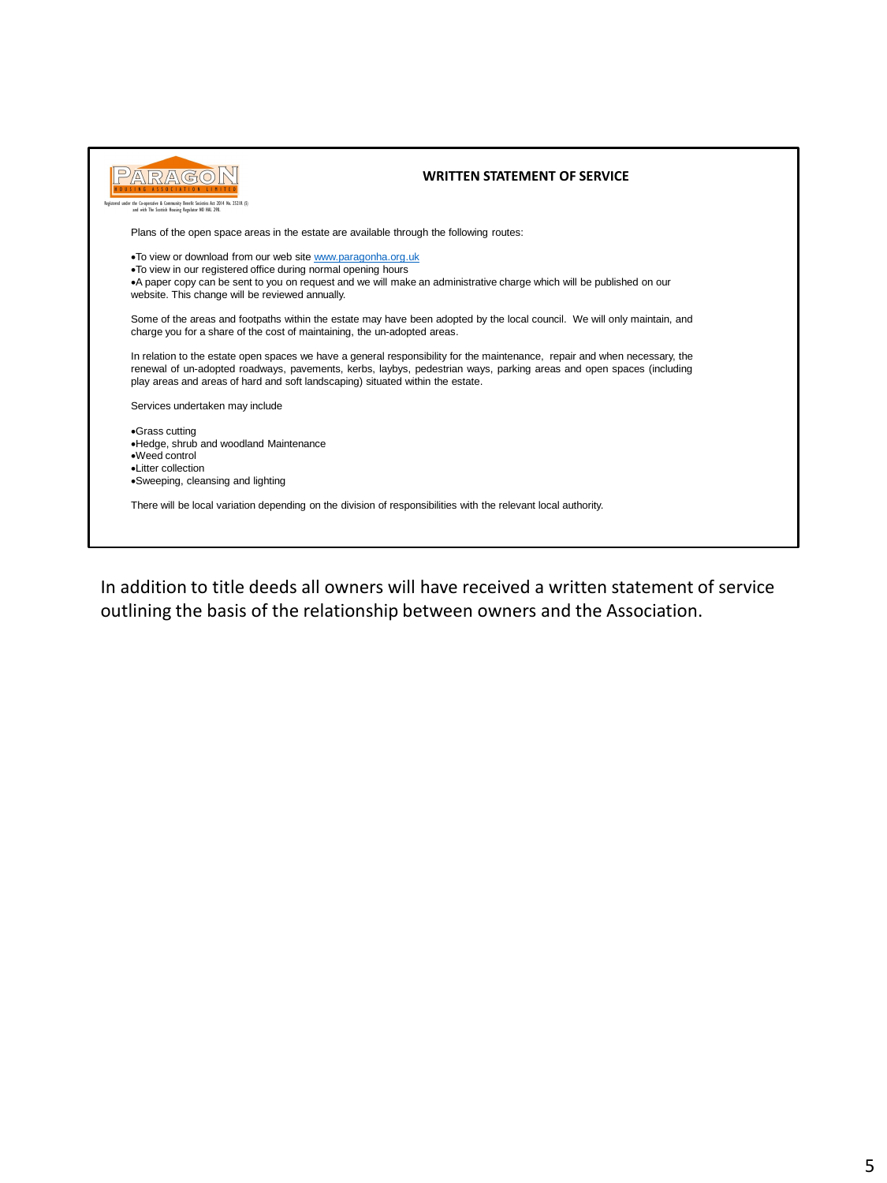PARAGON HOUSING ASSOCIATION LIMITED

Registered under the Co-operative & Community Benefit Societies Act 2014 No. 2521R (S) and with The Scottish Housing Regulator NO HAL 298.

## WRITTEN STATEMENT OF SERVICE

Plans of the open space areas in the estate are available through the following routes:

- To view or download from our web site www.paragonha.org.uk
- To view in our registered office during normal opening hours
- A paper copy can be sent to you on request and we will make an administrative charge which will be published on our website. This change will be reviewed annually.

Some of the areas and footpaths within the estate may have been adopted by the local council. We will only maintain, and charge you for a share of the cost of maintaining, the un-adopted areas.

In relation to the estate open spaces we have a general responsibility for the maintenance, repair and when necessary, the renewal of un-adopted roadways, pavements, kerbs, laybys, pedestrian ways, parking areas and open spaces (including play areas and areas of hard and soft landscaping) situated within the estate.

Services undertaken may include

- Grass cutting
- Hedge, shrub and woodland Maintenance
- Weed control
- Litter collection
- Sweeping, cleansing and lighting

There will be local variation depending on the division of responsibilities with the relevant local authority.

In addition to title deeds all owners will have received a written statement of service outlining the basis of the relationship between owners and the Association.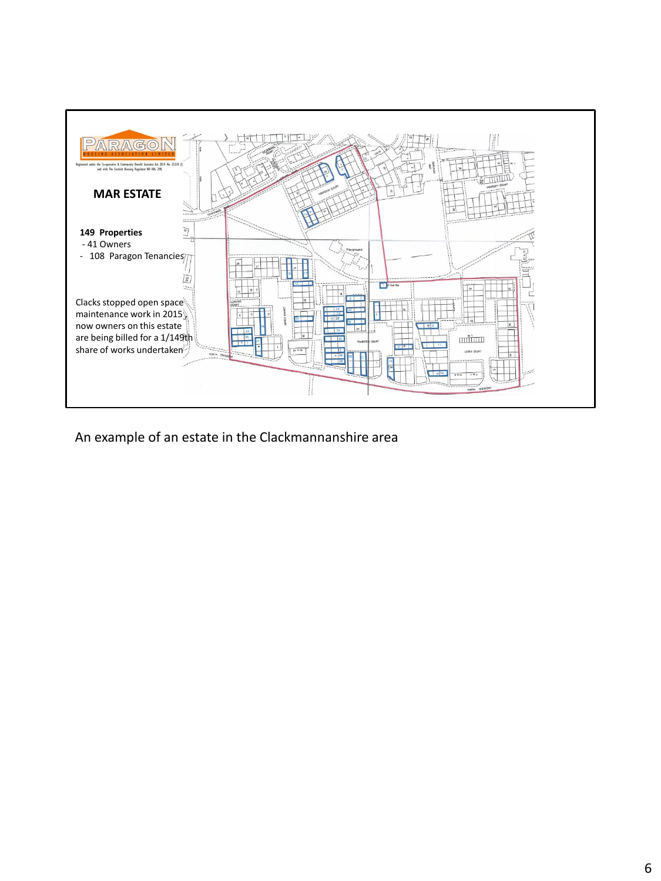PARAGON HOUSING ASSOCIATION LIMITED

**MAR ESTATE**

**149 Properties**

- 41 Owners
- 108 Paragon Tenancies

Clacks stopped open space maintenance work in 2015, now owners on this estate are being billed for a 1/149th share of works undertaken

An example of an estate in the Clackmannanshire area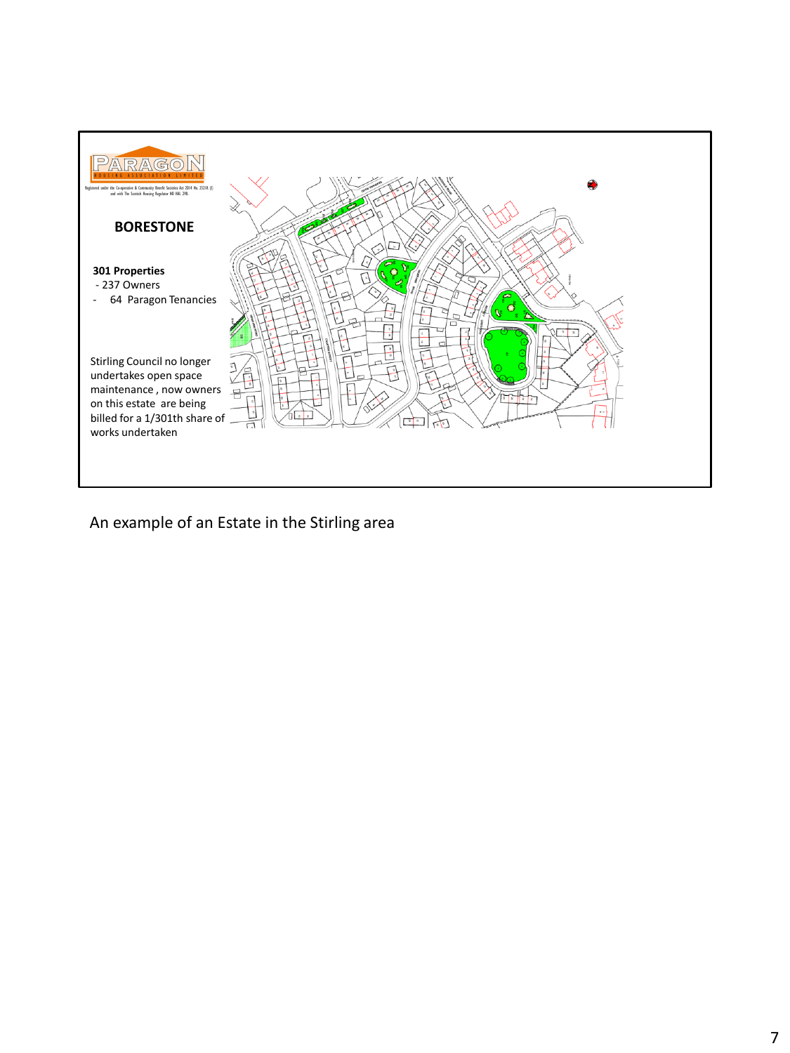**PARAGON**
HOUSING ASSOCIATION LIMITED

Registered under the Co-operative & Community Benefit Societies Act 2014 No. 2321R (S) and with The Scottish Housing Regulator HEP HAL 298.

## BORESTONE

**301 Properties**

- 237 Owners
- 64 Paragon Tenancies

Stirling Council no longer undertakes open space maintenance , now owners on this estate are being billed for a 1/301th share of works undertaken

An example of an Estate in the Stirling area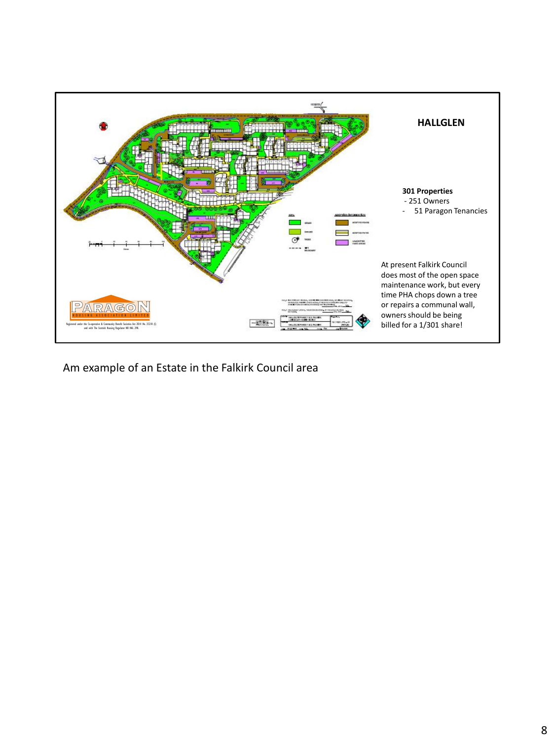## HALLGLEN

**301 Properties**

- 251 Owners
- 51 Paragon Tenancies

At present Falkirk Council does most of the open space maintenance work, but every time PHA chops down a tree or repairs a communal wall, owners should be being billed for a 1/301 share!

Am example of an Estate in the Falkirk Council area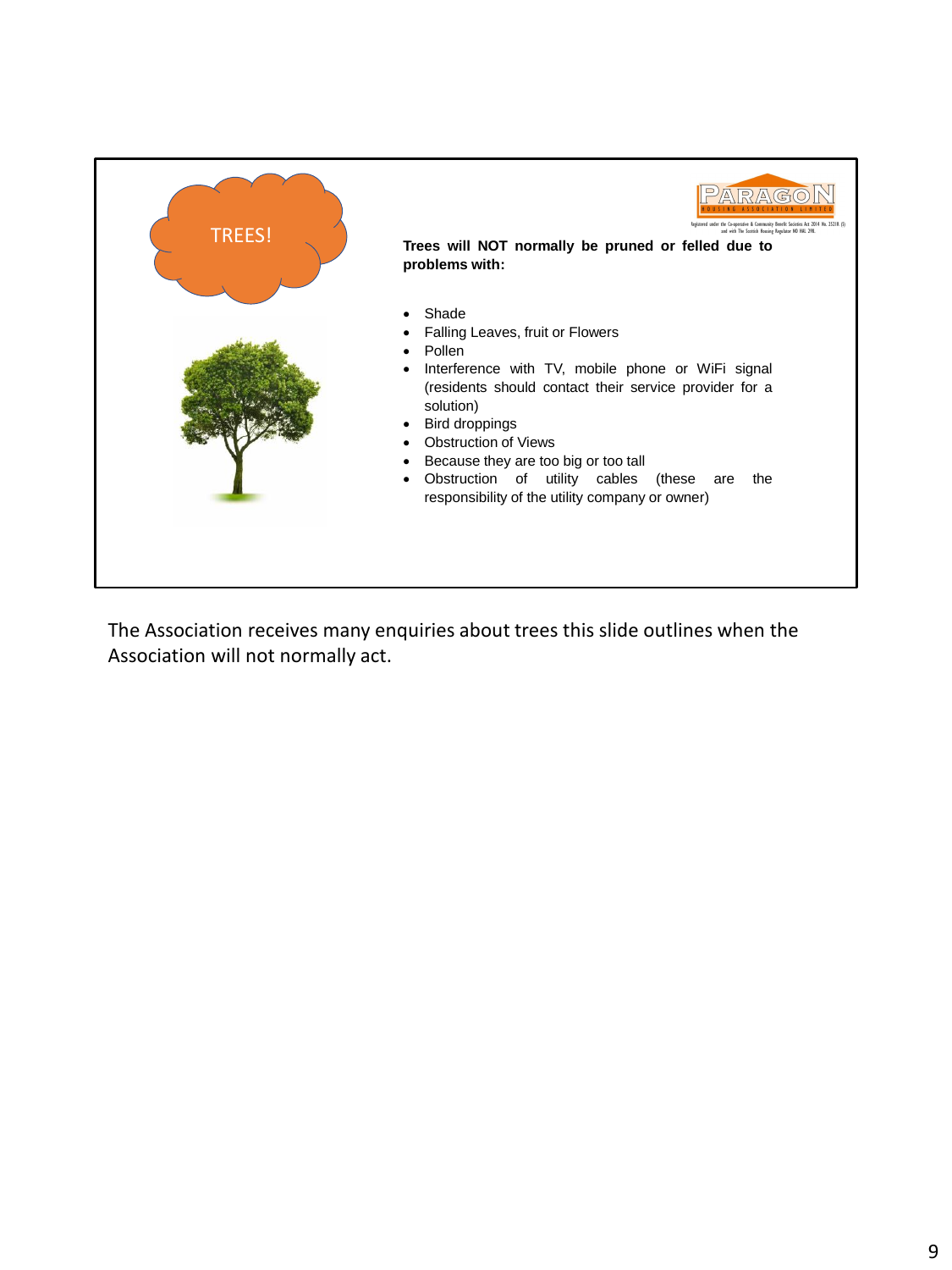TREES!

PARAGON HOUSING ASSOCIATION LIMITED

Registered under the Co-operative & Community Benefit Societies Act 2014 No. 2531R (S) and with The Scottish Housing Regulator NO HAL 298.

**Trees will NOT normally be pruned or felled due to problems with:**

- Shade
- Falling Leaves, fruit or Flowers
- Pollen
- Interference with TV, mobile phone or WiFi signal (residents should contact their service provider for a solution)
- Bird droppings
- Obstruction of Views
- Because they are too big or too tall
- Obstruction of utility cables (these are the responsibility of the utility company or owner)

The Association receives many enquiries about trees this slide outlines when the Association will not normally act.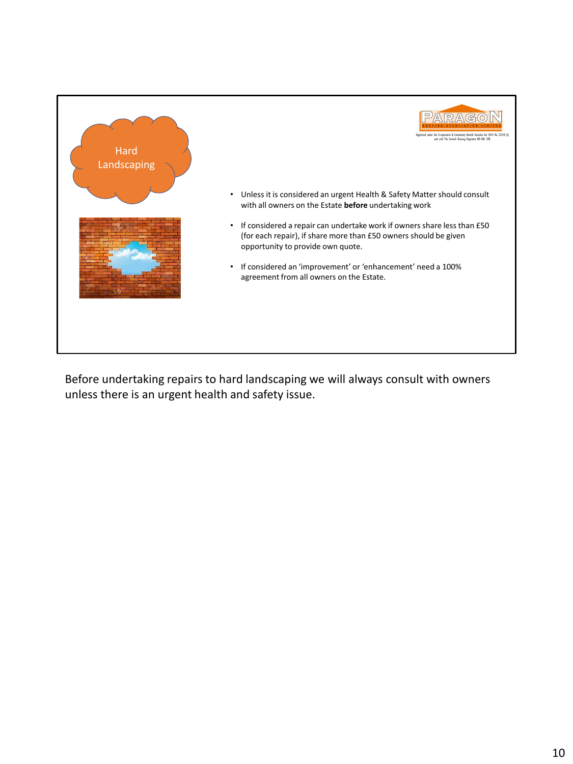## Hard Landscaping

- Unless it is considered an urgent Health & Safety Matter should consult with all owners on the Estate **before** undertaking work
- If considered a repair can undertake work if owners share less than £50 (for each repair), if share more than £50 owners should be given opportunity to provide own quote.
- If considered an 'improvement' or 'enhancement' need a 100% agreement from all owners on the Estate.

Before undertaking repairs to hard landscaping we will always consult with owners unless there is an urgent health and safety issue.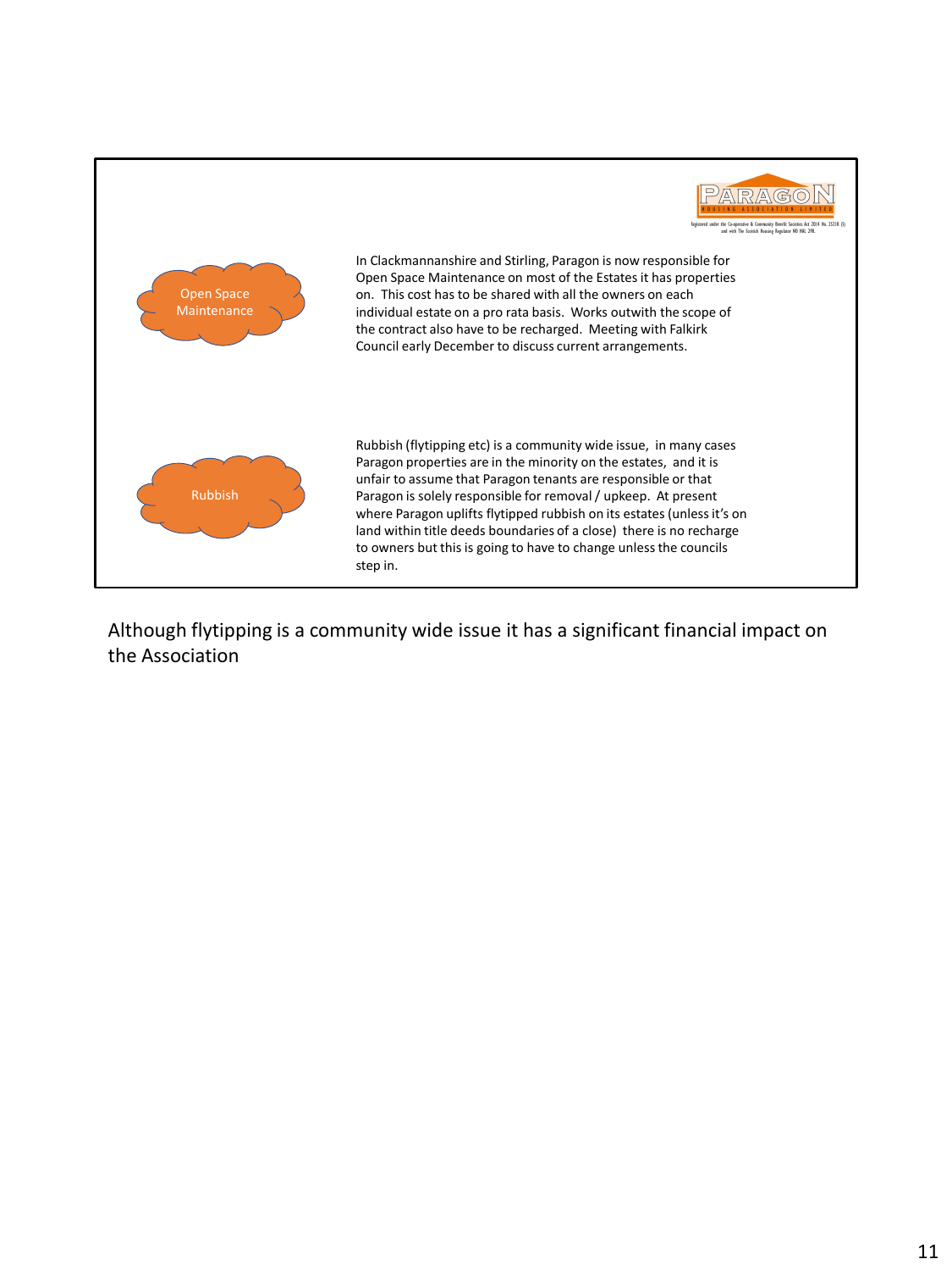PARAGON HOUSING ASSOCIATION LIMITED

Registered under the Co-operative & Community Benefit Societies Act 2014 No. 2531R (S) and with The Scottish Housing Regulator NO HAL 298.

**Open Space Maintenance**

In Clackmannanshire and Stirling, Paragon is now responsible for Open Space Maintenance on most of the Estates it has properties on. This cost has to be shared with all the owners on each individual estate on a pro rata basis. Works outwith the scope of the contract also have to be recharged. Meeting with Falkirk Council early December to discuss current arrangements.

**Rubbish**

Rubbish (flytipping etc) is a community wide issue, in many cases Paragon properties are in the minority on the estates, and it is unfair to assume that Paragon tenants are responsible or that Paragon is solely responsible for removal / upkeep. At present where Paragon uplifts flytipped rubbish on its estates (unless it's on land within title deeds boundaries of a close) there is no recharge to owners but this is going to have to change unless the councils step in.

Although flytipping is a community wide issue it has a significant financial impact on the Association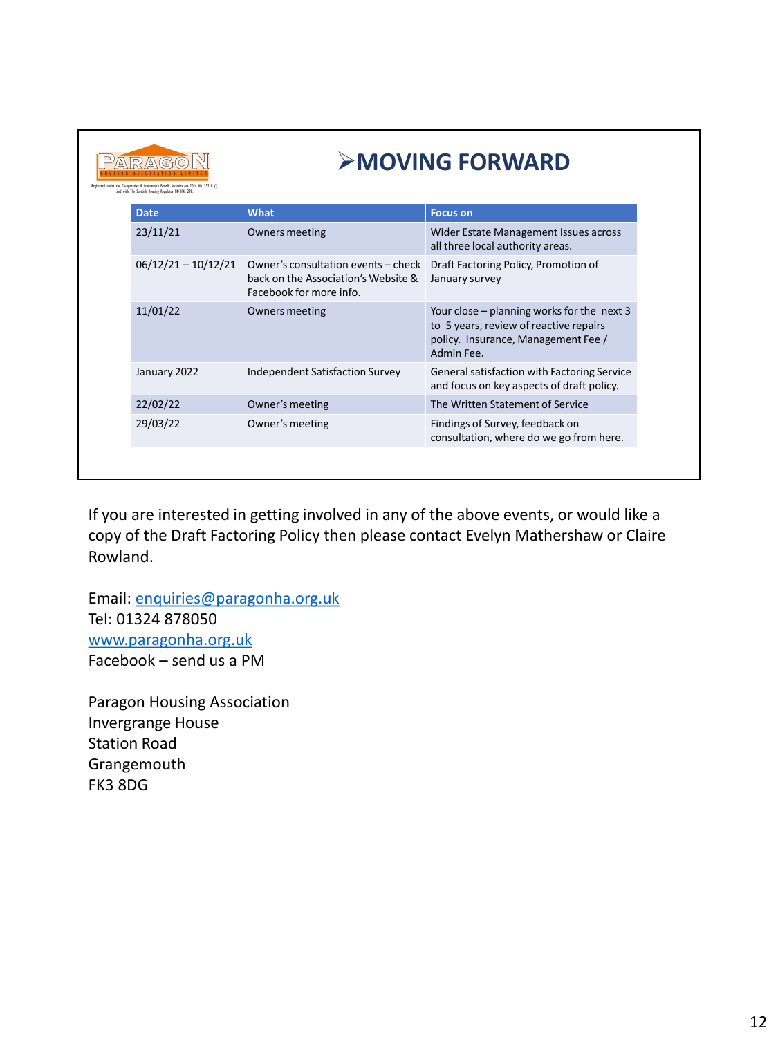PARAGON HOUSING ASSOCIATION LIMITED

Registered under the Co-operative & Community Benefit Societies Act 2014 No. 2531R (S) and with The Scottish Housing Regulator NO HAL 298.

# ➢MOVING FORWARD

| Date | What | Focus on |
|---|---|---|
| 23/11/21 | Owners meeting | Wider Estate Management Issues across all three local authority areas. |
| 06/12/21 – 10/12/21 | Owner's consultation events – check back on the Association's Website & Facebook for more info. | Draft Factoring Policy, Promotion of January survey |
| 11/01/22 | Owners meeting | Your close – planning works for the next 3 to 5 years, review of reactive repairs policy. Insurance, Management Fee / Admin Fee. |
| January 2022 | Independent Satisfaction Survey | General satisfaction with Factoring Service and focus on key aspects of draft policy. |
| 22/02/22 | Owner's meeting | The Written Statement of Service |
| 29/03/22 | Owner's meeting | Findings of Survey, feedback on consultation, where do we go from here. |

If you are interested in getting involved in any of the above events, or would like a copy of the Draft Factoring Policy then please contact Evelyn Mathershaw or Claire Rowland.

Email: enquiries@paragonha.org.uk
Tel: 01324 878050
www.paragonha.org.uk
Facebook – send us a PM

Paragon Housing Association
Invergrange House
Station Road
Grangemouth
FK3 8DG